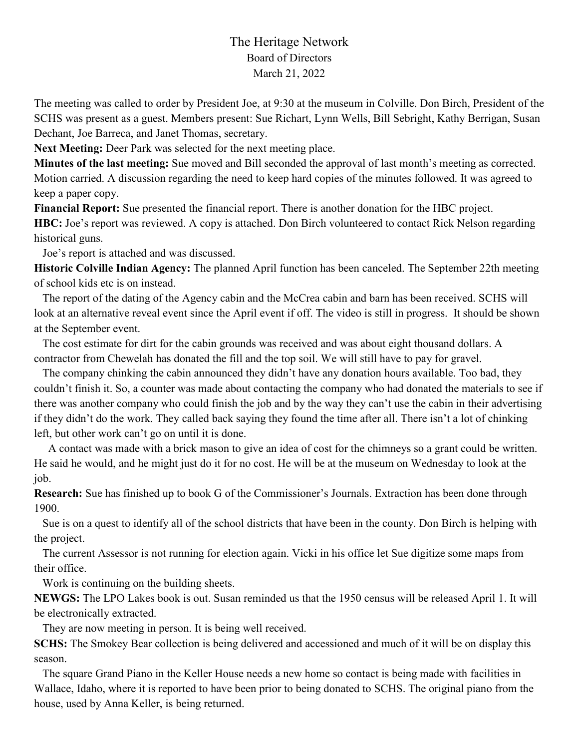# The Heritage Network

Board of Directors

March 21, 2022

The meeting was called to order by President Joe, at 9:30 at the museum in Colville. Don Birch, President of the SCHS was present as a guest. Members present: Sue Richart, Lynn Wells, Bill Sebright, Kathy Berrigan, Susan Dechant, Joe Barreca, and Janet Thomas, secretary.

**Next Meeting:** Deer Park was selected for the next meeting place.

**Minutes of the last meeting:** Sue moved and Bill seconded the approval of last month's meeting as corrected. Motion carried. A discussion regarding the need to keep hard copies of the minutes followed. It was agreed to keep a paper copy.

**Financial Report:** Sue presented the financial report. There is another donation for the HBC project.

**HBC:** Joe's report was reviewed. A copy is attached. Don Birch volunteered to contact Rick Nelson regarding historical guns.

Joe's report is attached and was discussed.

**Historic Colville Indian Agency:** The planned April function has been canceled. The September 22th meeting of school kids etc is on instead.

The report of the dating of the Agency cabin and the McCrea cabin and barn has been received. SCHS will look at an alternative reveal event since the April event if off. The video is still in progress. It should be shown at the September event.

The cost estimate for dirt for the cabin grounds was received and was about eight thousand dollars. A contractor from Chewelah has donated the fill and the top soil. We will still have to pay for gravel.

The company chinking the cabin announced they didn't have any donation hours available. Too bad, they couldn't finish it. So, a counter was made about contacting the company who had donated the materials to see if there was another company who could finish the job and by the way they can't use the cabin in their advertising if they didn't do the work. They called back saying they found the time after all. There isn't a lot of chinking left, but other work can't go on until it is done.

A contact was made with a brick mason to give an idea of cost for the chimneys so a grant could be written. He said he would, and he might just do it for no cost. He will be at the museum on Wednesday to look at the job.

**Research:** Sue has finished up to book G of the Commissioner's Journals. Extraction has been done through 1900.

Sue is on a quest to identify all of the school districts that have been in the county. Don Birch is helping with the project.

The current Assessor is not running for election again. Vicki in his office let Sue digitize some maps from their office.

Work is continuing on the building sheets.

**NEWGS:** The LPO Lakes book is out. Susan reminded us that the 1950 census will be released April 1. It will be electronically extracted.

They are now meeting in person. It is being well received.

**SCHS:** The Smokey Bear collection is being delivered and accessioned and much of it will be on display this season.

The square Grand Piano in the Keller House needs a new home so contact is being made with facilities in Wallace, Idaho, where it is reported to have been prior to being donated to SCHS. The original piano from the house, used by Anna Keller, is being returned.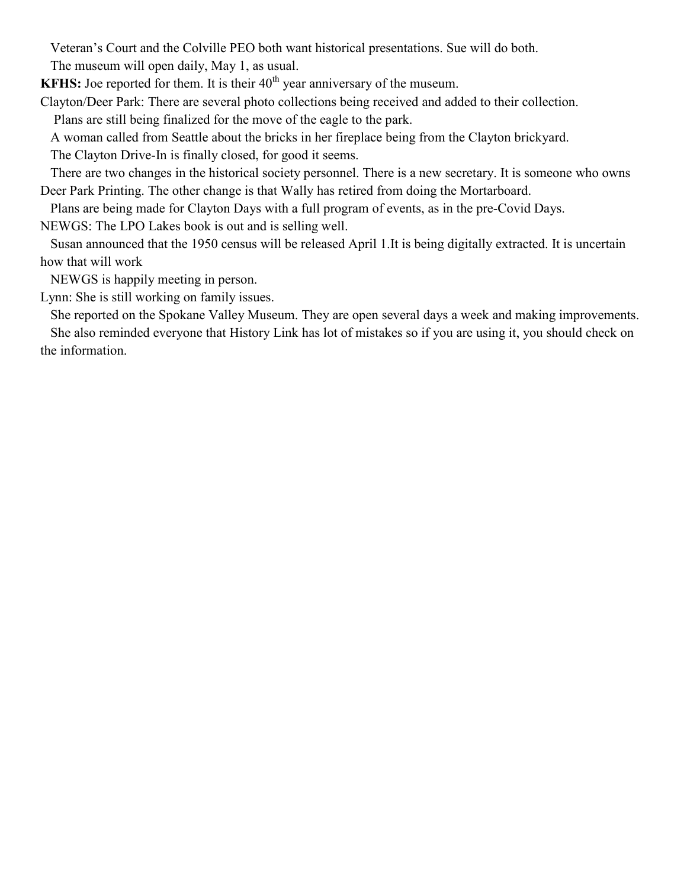Veteran's Court and the Colville PEO both want historical presentations. Sue will do both.

The museum will open daily, May 1, as usual.

**KFHS:** Joe reported for them. It is their 40th year anniversary of the museum.

Clayton/Deer Park: There are several photo collections being received and added to their collection.

Plans are still being finalized for the move of the eagle to the park.

A woman called from Seattle about the bricks in her fireplace being from the Clayton brickyard.

The Clayton Drive-In is finally closed, for good it seems.

There are two changes in the historical society personnel. There is a new secretary. It is someone who owns Deer Park Printing. The other change is that Wally has retired from doing the Mortarboard.

Plans are being made for Clayton Days with a full program of events, as in the pre-Covid Days.

NEWGS: The LPO Lakes book is out and is selling well.

Susan announced that the 1950 census will be released April 1.It is being digitally extracted. It is uncertain how that will work

NEWGS is happily meeting in person.

Lynn: She is still working on family issues.

She reported on the Spokane Valley Museum. They are open several days a week and making improvements.

She also reminded everyone that History Link has lot of mistakes so if you are using it, you should check on the information.